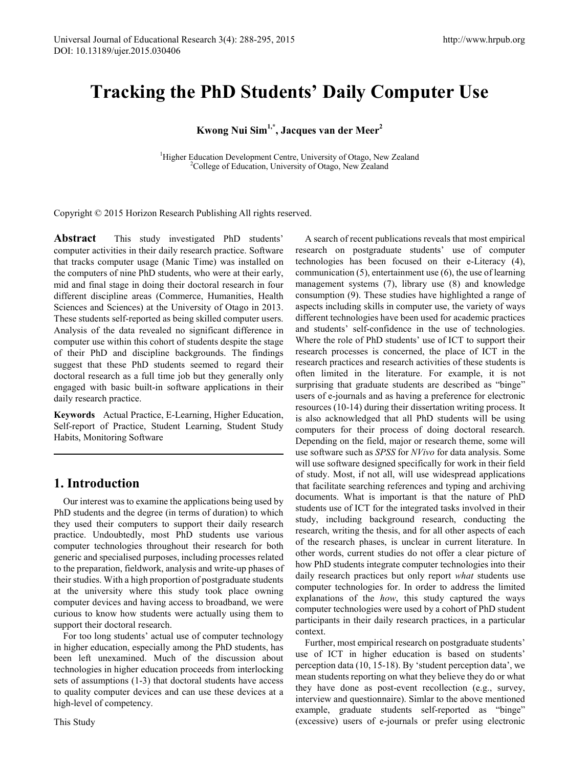# Tracking the PhD Students' Daily Computer Use

**Kwong Nui Sim[1,*], Jacques van der Meer[2]**

[1]Higher Education Development Centre, University of Otago, New Zealand
[2]College of Education, University of Otago, New Zealand

Copyright © 2015 Horizon Research Publishing All rights reserved.

**Abstract** This study investigated PhD students' computer activities in their daily research practice. Software that tracks computer usage (Manic Time) was installed on the computers of nine PhD students, who were at their early, mid and final stage in doing their doctoral research in four different discipline areas (Commerce, Humanities, Health Sciences and Sciences) at the University of Otago in 2013. These students self-reported as being skilled computer users. Analysis of the data revealed no significant difference in computer use within this cohort of students despite the stage of their PhD and discipline backgrounds. The findings suggest that these PhD students seemed to regard their doctoral research as a full time job but they generally only engaged with basic built-in software applications in their daily research practice.

**Keywords** Actual Practice, E-Learning, Higher Education, Self-report of Practice, Student Learning, Student Study Habits, Monitoring Software

## 1. Introduction

Our interest was to examine the applications being used by PhD students and the degree (in terms of duration) to which they used their computers to support their daily research practice. Undoubtedly, most PhD students use various computer technologies throughout their research for both generic and specialised purposes, including processes related to the preparation, fieldwork, analysis and write-up phases of their studies. With a high proportion of postgraduate students at the university where this study took place owning computer devices and having access to broadband, we were curious to know how students were actually using them to support their doctoral research.

For too long students' actual use of computer technology in higher education, especially among the PhD students, has been left unexamined. Much of the discussion about technologies in higher education proceeds from interlocking sets of assumptions (1-3) that doctoral students have access to quality computer devices and can use these devices at a high-level of competency.

This Study

A search of recent publications reveals that most empirical research on postgraduate students' use of computer technologies has been focused on their e-Literacy (4), communication (5), entertainment use (6), the use of learning management systems (7), library use (8) and knowledge consumption (9). These studies have highlighted a range of aspects including skills in computer use, the variety of ways different technologies have been used for academic practices and students' self-confidence in the use of technologies. Where the role of PhD students' use of ICT to support their research processes is concerned, the place of ICT in the research practices and research activities of these students is often limited in the literature. For example, it is not surprising that graduate students are described as "binge" users of e-journals and as having a preference for electronic resources (10-14) during their dissertation writing process. It is also acknowledged that all PhD students will be using computers for their process of doing doctoral research. Depending on the field, major or research theme, some will use software such as *SPSS* for *NVivo* for data analysis. Some will use software designed specifically for work in their field of study. Most, if not all, will use widespread applications that facilitate searching references and typing and archiving documents. What is important is that the nature of PhD students use of ICT for the integrated tasks involved in their study, including background research, conducting the research, writing the thesis, and for all other aspects of each of the research phases, is unclear in current literature. In other words, current studies do not offer a clear picture of how PhD students integrate computer technologies into their daily research practices but only report *what* students use computer technologies for. In order to address the limited explanations of the *how*, this study captured the ways computer technologies were used by a cohort of PhD student participants in their daily research practices, in a particular context.

Further, most empirical research on postgraduate students' use of ICT in higher education is based on students' perception data (10, 15-18). By 'student perception data', we mean students reporting on what they believe they do or what they have done as post-event recollection (e.g., survey, interview and questionnaire). Simlar to the above mentioned example, graduate students self-reported as "binge" (excessive) users of e-journals or prefer using electronic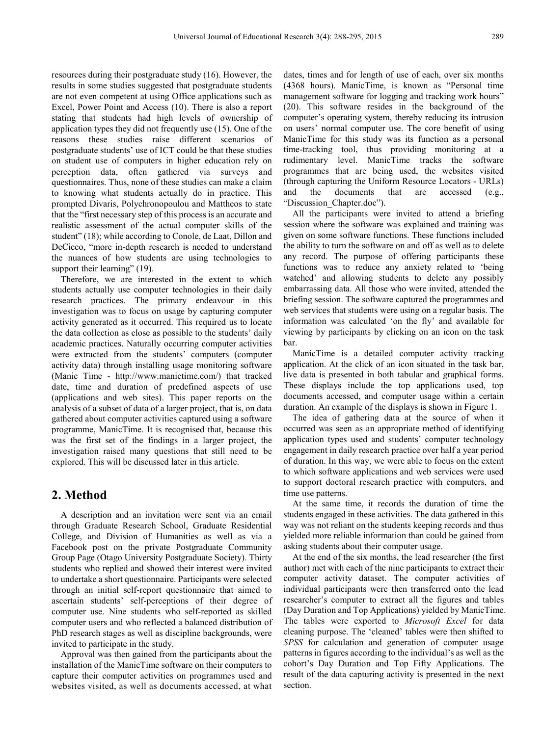resources during their postgraduate study (16). However, the results in some studies suggested that postgraduate students are not even competent at using Office applications such as Excel, Power Point and Access (10). There is also a report stating that students had high levels of ownership of application types they did not frequently use (15). One of the reasons these studies raise different scenarios of postgraduate students' use of ICT could be that these studies on student use of computers in higher education rely on perception data, often gathered via surveys and questionnaires. Thus, none of these studies can make a claim to knowing what students actually do in practice. This prompted Divaris, Polychronopoulou and Mattheos to state that the "first necessary step of this process is an accurate and realistic assessment of the actual computer skills of the student" (18); while according to Conole, de Laat, Dillon and DeCicco, "more in-depth research is needed to understand the nuances of how students are using technologies to support their learning" (19).

Therefore, we are interested in the extent to which students actually use computer technologies in their daily research practices. The primary endeavour in this investigation was to focus on usage by capturing computer activity generated as it occurred. This required us to locate the data collection as close as possible to the students' daily academic practices. Naturally occurring computer activities were extracted from the students' computers (computer activity data) through installing usage monitoring software (Manic Time - http://www.manictime.com/) that tracked date, time and duration of predefined aspects of use (applications and web sites). This paper reports on the analysis of a subset of data of a larger project, that is, on data gathered about computer activities captured using a software programme, ManicTime. It is recognised that, because this was the first set of the findings in a larger project, the investigation raised many questions that still need to be explored. This will be discussed later in this article.

## 2. Method

A description and an invitation were sent via an email through Graduate Research School, Graduate Residential College, and Division of Humanities as well as via a Facebook post on the private Postgraduate Community Group Page (Otago University Postgraduate Society). Thirty students who replied and showed their interest were invited to undertake a short questionnaire. Participants were selected through an initial self-report questionnaire that aimed to ascertain students' self-perceptions of their degree of computer use. Nine students who self-reported as skilled computer users and who reflected a balanced distribution of PhD research stages as well as discipline backgrounds, were invited to participate in the study.

Approval was then gained from the participants about the installation of the ManicTime software on their computers to capture their computer activities on programmes used and websites visited, as well as documents accessed, at what dates, times and for length of use of each, over six months (4368 hours). ManicTime, is known as "Personal time management software for logging and tracking work hours" (20). This software resides in the background of the computer's operating system, thereby reducing its intrusion on users' normal computer use. The core benefit of using ManicTime for this study was its function as a personal time-tracking tool, thus providing monitoring at a rudimentary level. ManicTime tracks the software programmes that are being used, the websites visited (through capturing the Uniform Resource Locators - URLs) and the documents that are accessed (e.g., "Discussion_Chapter.doc").

All the participants were invited to attend a briefing session where the software was explained and training was given on some software functions. These functions included the ability to turn the software on and off as well as to delete any record. The purpose of offering participants these functions was to reduce any anxiety related to 'being watched' and allowing students to delete any possibly embarrassing data. All those who were invited, attended the briefing session. The software captured the programmes and web services that students were using on a regular basis. The information was calculated 'on the fly' and available for viewing by participants by clicking on an icon on the task bar.

ManicTime is a detailed computer activity tracking application. At the click of an icon situated in the task bar, live data is presented in both tabular and graphical forms. These displays include the top applications used, top documents accessed, and computer usage within a certain duration. An example of the displays is shown in Figure 1.

The idea of gathering data at the source of when it occurred was seen as an appropriate method of identifying application types used and students' computer technology engagement in daily research practice over half a year period of duration. In this way, we were able to focus on the extent to which software applications and web services were used to support doctoral research practice with computers, and time use patterns.

At the same time, it records the duration of time the students engaged in these activities. The data gathered in this way was not reliant on the students keeping records and thus yielded more reliable information than could be gained from asking students about their computer usage.

At the end of the six months, the lead researcher (the first author) met with each of the nine participants to extract their computer activity dataset. The computer activities of individual participants were then transferred onto the lead researcher's computer to extract all the figures and tables (Day Duration and Top Applications) yielded by ManicTime. The tables were exported to *Microsoft Excel* for data cleaning purpose. The 'cleaned' tables were then shifted to *SPSS* for calculation and generation of computer usage patterns in figures according to the individual's as well as the cohort's Day Duration and Top Fifty Applications. The result of the data capturing activity is presented in the next section.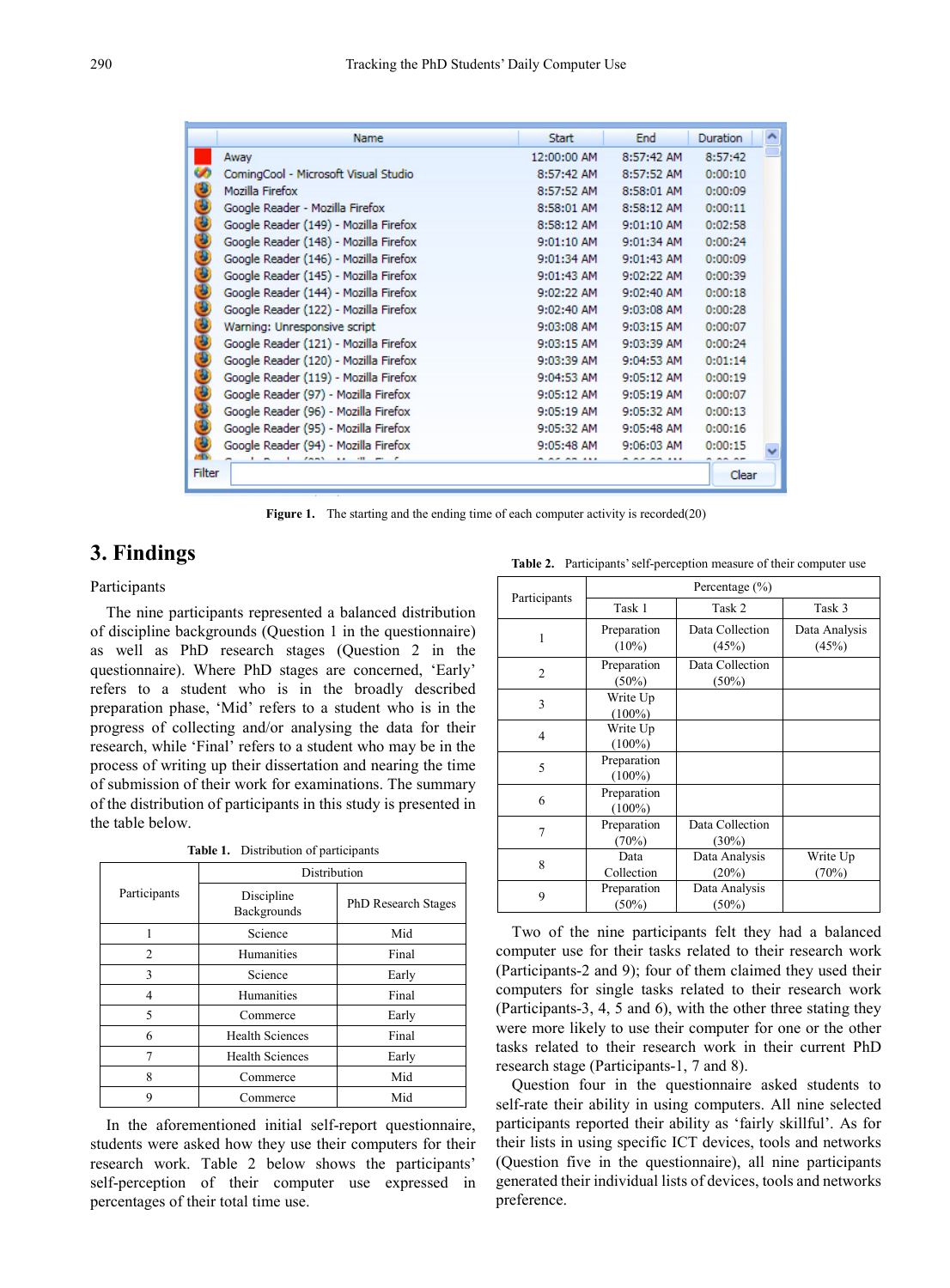| | Name | Start | End | Duration |
|---|---|---|---|---|
| | Away | 12:00:00 AM | 8:57:42 AM | 8:57:42 |
| | ComingCool - Microsoft Visual Studio | 8:57:42 AM | 8:57:52 AM | 0:00:10 |
| | Mozilla Firefox | 8:57:52 AM | 8:58:01 AM | 0:00:09 |
| | Google Reader - Mozilla Firefox | 8:58:01 AM | 8:58:12 AM | 0:00:11 |
| | Google Reader (149) - Mozilla Firefox | 8:58:12 AM | 9:01:10 AM | 0:02:58 |
| | Google Reader (148) - Mozilla Firefox | 9:01:10 AM | 9:01:34 AM | 0:00:24 |
| | Google Reader (146) - Mozilla Firefox | 9:01:34 AM | 9:01:43 AM | 0:00:09 |
| | Google Reader (145) - Mozilla Firefox | 9:01:43 AM | 9:02:22 AM | 0:00:39 |
| | Google Reader (144) - Mozilla Firefox | 9:02:22 AM | 9:02:40 AM | 0:00:18 |
| | Google Reader (122) - Mozilla Firefox | 9:02:40 AM | 9:03:08 AM | 0:00:28 |
| | Warning: Unresponsive script | 9:03:08 AM | 9:03:15 AM | 0:00:07 |
| | Google Reader (121) - Mozilla Firefox | 9:03:15 AM | 9:03:39 AM | 0:00:24 |
| | Google Reader (120) - Mozilla Firefox | 9:03:39 AM | 9:04:53 AM | 0:01:14 |
| | Google Reader (119) - Mozilla Firefox | 9:04:53 AM | 9:05:12 AM | 0:00:19 |
| | Google Reader (97) - Mozilla Firefox | 9:05:12 AM | 9:05:19 AM | 0:00:07 |
| | Google Reader (96) - Mozilla Firefox | 9:05:19 AM | 9:05:32 AM | 0:00:13 |
| | Google Reader (95) - Mozilla Firefox | 9:05:32 AM | 9:05:48 AM | 0:00:16 |
| | Google Reader (94) - Mozilla Firefox | 9:05:48 AM | 9:06:03 AM | 0:00:15 |

Filter | Clear

**Figure 1.** The starting and the ending time of each computer activity is recorded(20)

## 3. Findings

Participants

The nine participants represented a balanced distribution of discipline backgrounds (Question 1 in the questionnaire) as well as PhD research stages (Question 2 in the questionnaire). Where PhD stages are concerned, 'Early' refers to a student who is in the broadly described preparation phase, 'Mid' refers to a student who is in the progress of collecting and/or analysing the data for their research, while 'Final' refers to a student who may be in the process of writing up their dissertation and nearing the time of submission of their work for examinations. The summary of the distribution of participants in this study is presented in the table below.

**Table 1.** Distribution of participants

| Participants | Distribution | |
|---|---|---|
| | Discipline Backgrounds | PhD Research Stages |
| 1 | Science | Mid |
| 2 | Humanities | Final |
| 3 | Science | Early |
| 4 | Humanities | Final |
| 5 | Commerce | Early |
| 6 | Health Sciences | Final |
| 7 | Health Sciences | Early |
| 8 | Commerce | Mid |
| 9 | Commerce | Mid |

In the aforementioned initial self-report questionnaire, students were asked how they use their computers for their research work. Table 2 below shows the participants' self-perception of their computer use expressed in percentages of their total time use.

**Table 2.** Participants' self-perception measure of their computer use

| Participants | Percentage (%) | | |
|---|---|---|---|
| | Task 1 | Task 2 | Task 3 |
| 1 | Preparation (10%) | Data Collection (45%) | Data Analysis (45%) |
| 2 | Preparation (50%) | Data Collection (50%) | |
| 3 | Write Up (100%) | | |
| 4 | Write Up (100%) | | |
| 5 | Preparation (100%) | | |
| 6 | Preparation (100%) | | |
| 7 | Preparation (70%) | Data Collection (30%) | |
| 8 | Data Collection | Data Analysis (20%) | Write Up (70%) |
| 9 | Preparation (50%) | Data Analysis (50%) | |

Two of the nine participants felt they had a balanced computer use for their tasks related to their research work (Participants-2 and 9); four of them claimed they used their computers for single tasks related to their research work (Participants-3, 4, 5 and 6), with the other three stating they were more likely to use their computer for one or the other tasks related to their research work in their current PhD research stage (Participants-1, 7 and 8).

Question four in the questionnaire asked students to self-rate their ability in using computers. All nine selected participants reported their ability as 'fairly skillful'. As for their lists in using specific ICT devices, tools and networks (Question five in the questionnaire), all nine participants generated their individual lists of devices, tools and networks preference.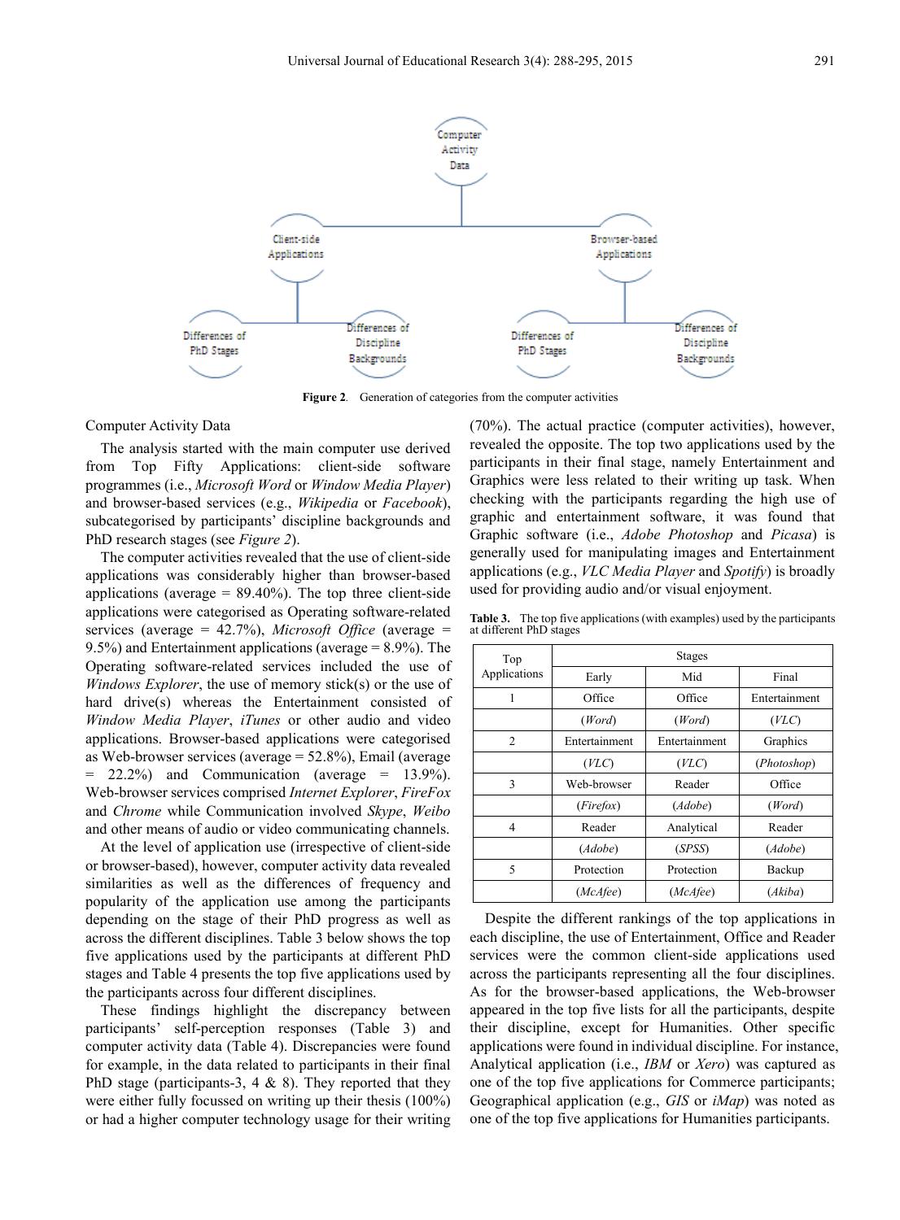Figure 2. Generation of categories from the computer activities

Computer Activity Data

The analysis started with the main computer use derived from Top Fifty Applications: client-side software programmes (i.e., *Microsoft Word* or *Window Media Player*) and browser-based services (e.g., *Wikipedia* or *Facebook*), subcategorised by participants' discipline backgrounds and PhD research stages (see *Figure 2*).

The computer activities revealed that the use of client-side applications was considerably higher than browser-based applications (average = 89.40%). The top three client-side applications were categorised as Operating software-related services (average = 42.7%), *Microsoft Office* (average = 9.5%) and Entertainment applications (average = 8.9%). The Operating software-related services included the use of *Windows Explorer*, the use of memory stick(s) or the use of hard drive(s) whereas the Entertainment consisted of *Window Media Player*, *iTunes* or other audio and video applications. Browser-based applications were categorised as Web-browser services (average = 52.8%), Email (average = 22.2%) and Communication (average = 13.9%). Web-browser services comprised *Internet Explorer*, *FireFox* and *Chrome* while Communication involved *Skype*, *Weibo* and other means of audio or video communicating channels.

At the level of application use (irrespective of client-side or browser-based), however, computer activity data revealed similarities as well as the differences of frequency and popularity of the application use among the participants depending on the stage of their PhD progress as well as across the different disciplines. Table 3 below shows the top five applications used by the participants at different PhD stages and Table 4 presents the top five applications used by the participants across four different disciplines.

These findings highlight the discrepancy between participants' self-perception responses (Table 3) and computer activity data (Table 4). Discrepancies were found for example, in the data related to participants in their final PhD stage (participants-3, 4 & 8). They reported that they were either fully focussed on writing up their thesis (100%) or had a higher computer technology usage for their writing (70%). The actual practice (computer activities), however, revealed the opposite. The top two applications used by the participants in their final stage, namely Entertainment and Graphics were less related to their writing up task. When checking with the participants regarding the high use of graphic and entertainment software, it was found that Graphic software (i.e., *Adobe Photoshop* and *Picasa*) is generally used for manipulating images and Entertainment applications (e.g., *VLC Media Player* and *Spotify*) is broadly used for providing audio and/or visual enjoyment.

**Table 3.** The top five applications (with examples) used by the participants at different PhD stages

| Top Applications | Stages | | |
|---|---|---|---|
| | Early | Mid | Final |
| 1 | Office | Office | Entertainment |
| | (*Word*) | (*Word*) | (*VLC*) |
| 2 | Entertainment | Entertainment | Graphics |
| | (*VLC*) | (*VLC*) | (*Photoshop*) |
| 3 | Web-browser | Reader | Office |
| | (*Firefox*) | (*Adobe*) | (*Word*) |
| 4 | Reader | Analytical | Reader |
| | (*Adobe*) | (*SPSS*) | (*Adobe*) |
| 5 | Protection | Protection | Backup |
| | (*McAfee*) | (*McAfee*) | (*Akiba*) |

Despite the different rankings of the top applications in each discipline, the use of Entertainment, Office and Reader services were the common client-side applications used across the participants representing all the four disciplines. As for the browser-based applications, the Web-browser appeared in the top five lists for all the participants, despite their discipline, except for Humanities. Other specific applications were found in individual discipline. For instance, Analytical application (i.e., *IBM* or *Xero*) was captured as one of the top five applications for Commerce participants; Geographical application (e.g., *GIS* or *iMap*) was noted as one of the top five applications for Humanities participants.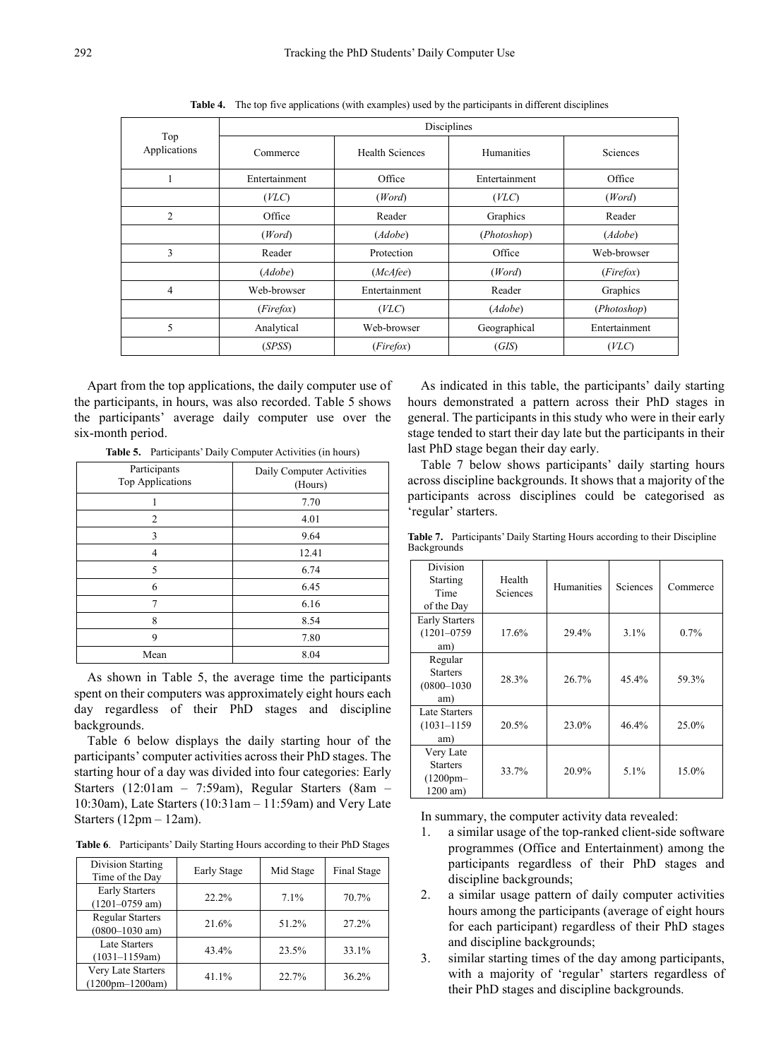**Table 4.** The top five applications (with examples) used by the participants in different disciplines

| Top Applications | Disciplines | | | |
|---|---|---|---|---|
| | Commerce | Health Sciences | Humanities | Sciences |
| 1 | Entertainment | Office | Entertainment | Office |
| | (*VLC*) | (*Word*) | (*VLC*) | (*Word*) |
| 2 | Office | Reader | Graphics | Reader |
| | (*Word*) | (*Adobe*) | (*Photoshop*) | (*Adobe*) |
| 3 | Reader | Protection | Office | Web-browser |
| | (*Adobe*) | (*McAfee*) | (*Word*) | (*Firefox*) |
| 4 | Web-browser | Entertainment | Reader | Graphics |
| | (*Firefox*) | (*VLC*) | (*Adobe*) | (*Photoshop*) |
| 5 | Analytical | Web-browser | Geographical | Entertainment |
| | (*SPSS*) | (*Firefox*) | (*GIS*) | (*VLC*) |

Apart from the top applications, the daily computer use of the participants, in hours, was also recorded. Table 5 shows the participants' average daily computer use over the six-month period.

**Table 5.** Participants' Daily Computer Activities (in hours)

| Participants Top Applications | Daily Computer Activities (Hours) |
|---|---|
| 1 | 7.70 |
| 2 | 4.01 |
| 3 | 9.64 |
| 4 | 12.41 |
| 5 | 6.74 |
| 6 | 6.45 |
| 7 | 6.16 |
| 8 | 8.54 |
| 9 | 7.80 |
| Mean | 8.04 |

As shown in Table 5, the average time the participants spent on their computers was approximately eight hours each day regardless of their PhD stages and discipline backgrounds.

Table 6 below displays the daily starting hour of the participants' computer activities across their PhD stages. The starting hour of a day was divided into four categories: Early Starters (12:01am – 7:59am), Regular Starters (8am – 10:30am), Late Starters (10:31am – 11:59am) and Very Late Starters (12pm – 12am).

**Table 6**. Participants' Daily Starting Hours according to their PhD Stages

| Division Starting Time of the Day | Early Stage | Mid Stage | Final Stage |
|---|---|---|---|
| Early Starters (1201–0759 am) | 22.2% | 7.1% | 70.7% |
| Regular Starters (0800–1030 am) | 21.6% | 51.2% | 27.2% |
| Late Starters (1031–1159am) | 43.4% | 23.5% | 33.1% |
| Very Late Starters (1200pm–1200am) | 41.1% | 22.7% | 36.2% |

As indicated in this table, the participants' daily starting hours demonstrated a pattern across their PhD stages in general. The participants in this study who were in their early stage tended to start their day late but the participants in their last PhD stage began their day early.

Table 7 below shows participants' daily starting hours across discipline backgrounds. It shows that a majority of the participants across disciplines could be categorised as 'regular' starters.

**Table 7.** Participants' Daily Starting Hours according to their Discipline Backgrounds

| Division Starting Time of the Day | Health Sciences | Humanities | Sciences | Commerce |
|---|---|---|---|---|
| Early Starters (1201–0759 am) | 17.6% | 29.4% | 3.1% | 0.7% |
| Regular Starters (0800–1030 am) | 28.3% | 26.7% | 45.4% | 59.3% |
| Late Starters (1031–1159 am) | 20.5% | 23.0% | 46.4% | 25.0% |
| Very Late Starters (1200pm–1200 am) | 33.7% | 20.9% | 5.1% | 15.0% |

In summary, the computer activity data revealed:

1. a similar usage of the top-ranked client-side software programmes (Office and Entertainment) among the participants regardless of their PhD stages and discipline backgrounds;
2. a similar usage pattern of daily computer activities hours among the participants (average of eight hours for each participant) regardless of their PhD stages and discipline backgrounds;
3. similar starting times of the day among participants, with a majority of 'regular' starters regardless of their PhD stages and discipline backgrounds.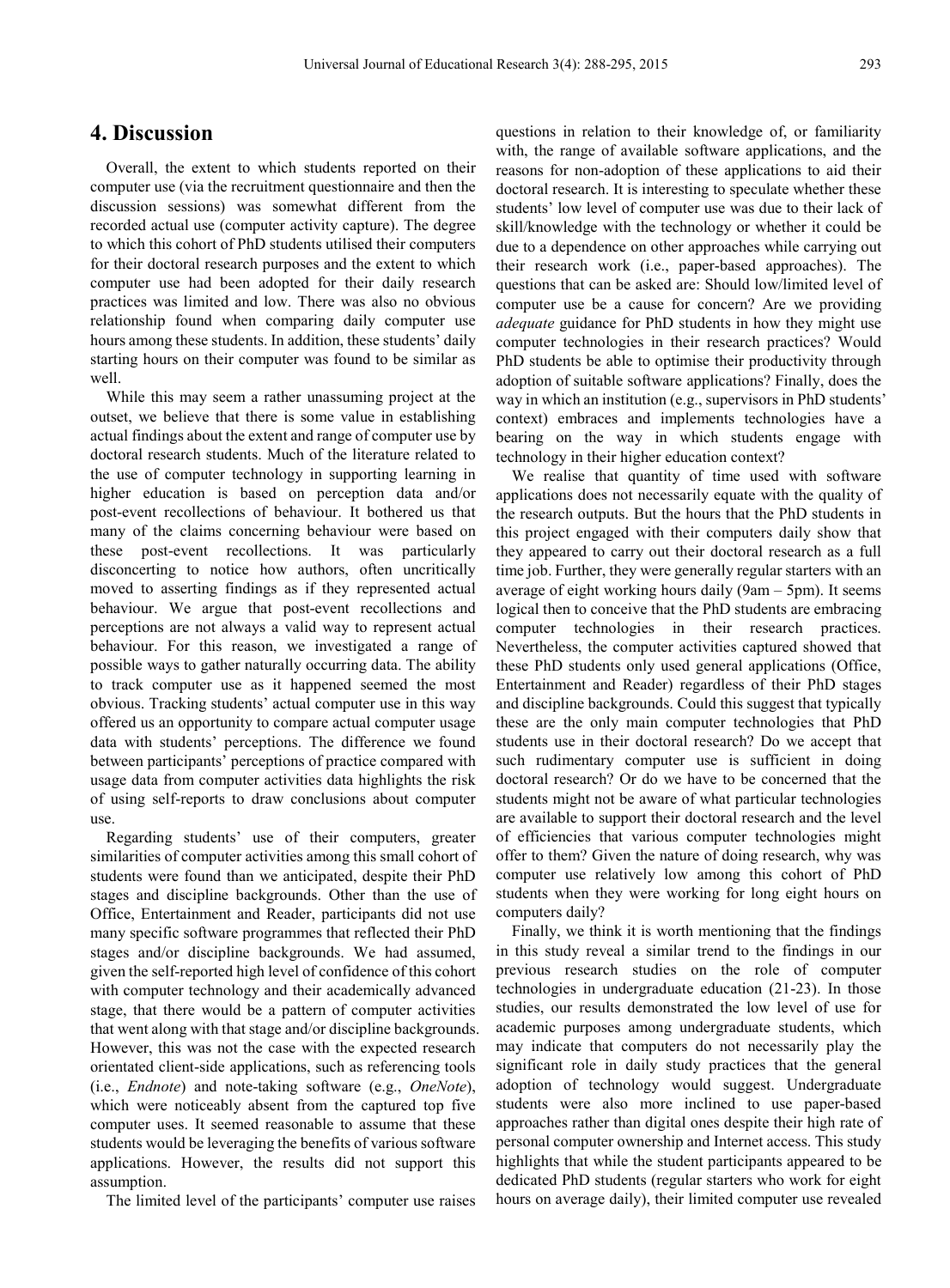## 4. Discussion

Overall, the extent to which students reported on their computer use (via the recruitment questionnaire and then the discussion sessions) was somewhat different from the recorded actual use (computer activity capture). The degree to which this cohort of PhD students utilised their computers for their doctoral research purposes and the extent to which computer use had been adopted for their daily research practices was limited and low. There was also no obvious relationship found when comparing daily computer use hours among these students. In addition, these students' daily starting hours on their computer was found to be similar as well.

While this may seem a rather unassuming project at the outset, we believe that there is some value in establishing actual findings about the extent and range of computer use by doctoral research students. Much of the literature related to the use of computer technology in supporting learning in higher education is based on perception data and/or post-event recollections of behaviour. It bothered us that many of the claims concerning behaviour were based on these post-event recollections. It was particularly disconcerting to notice how authors, often uncritically moved to asserting findings as if they represented actual behaviour. We argue that post-event recollections and perceptions are not always a valid way to represent actual behaviour. For this reason, we investigated a range of possible ways to gather naturally occurring data. The ability to track computer use as it happened seemed the most obvious. Tracking students' actual computer use in this way offered us an opportunity to compare actual computer usage data with students' perceptions. The difference we found between participants' perceptions of practice compared with usage data from computer activities data highlights the risk of using self-reports to draw conclusions about computer use.

Regarding students' use of their computers, greater similarities of computer activities among this small cohort of students were found than we anticipated, despite their PhD stages and discipline backgrounds. Other than the use of Office, Entertainment and Reader, participants did not use many specific software programmes that reflected their PhD stages and/or discipline backgrounds. We had assumed, given the self-reported high level of confidence of this cohort with computer technology and their academically advanced stage, that there would be a pattern of computer activities that went along with that stage and/or discipline backgrounds. However, this was not the case with the expected research orientated client-side applications, such as referencing tools (i.e., *Endnote*) and note-taking software (e.g., *OneNote*), which were noticeably absent from the captured top five computer uses. It seemed reasonable to assume that these students would be leveraging the benefits of various software applications. However, the results did not support this assumption.

The limited level of the participants' computer use raises questions in relation to their knowledge of, or familiarity with, the range of available software applications, and the reasons for non-adoption of these applications to aid their doctoral research. It is interesting to speculate whether these students' low level of computer use was due to their lack of skill/knowledge with the technology or whether it could be due to a dependence on other approaches while carrying out their research work (i.e., paper-based approaches). The questions that can be asked are: Should low/limited level of computer use be a cause for concern? Are we providing *adequate* guidance for PhD students in how they might use computer technologies in their research practices? Would PhD students be able to optimise their productivity through adoption of suitable software applications? Finally, does the way in which an institution (e.g., supervisors in PhD students' context) embraces and implements technologies have a bearing on the way in which students engage with technology in their higher education context?

We realise that quantity of time used with software applications does not necessarily equate with the quality of the research outputs. But the hours that the PhD students in this project engaged with their computers daily show that they appeared to carry out their doctoral research as a full time job. Further, they were generally regular starters with an average of eight working hours daily (9am – 5pm). It seems logical then to conceive that the PhD students are embracing computer technologies in their research practices. Nevertheless, the computer activities captured showed that these PhD students only used general applications (Office, Entertainment and Reader) regardless of their PhD stages and discipline backgrounds. Could this suggest that typically these are the only main computer technologies that PhD students use in their doctoral research? Do we accept that such rudimentary computer use is sufficient in doing doctoral research? Or do we have to be concerned that the students might not be aware of what particular technologies are available to support their doctoral research and the level of efficiencies that various computer technologies might offer to them? Given the nature of doing research, why was computer use relatively low among this cohort of PhD students when they were working for long eight hours on computers daily?

Finally, we think it is worth mentioning that the findings in this study reveal a similar trend to the findings in our previous research studies on the role of computer technologies in undergraduate education (21-23). In those studies, our results demonstrated the low level of use for academic purposes among undergraduate students, which may indicate that computers do not necessarily play the significant role in daily study practices that the general adoption of technology would suggest. Undergraduate students were also more inclined to use paper-based approaches rather than digital ones despite their high rate of personal computer ownership and Internet access. This study highlights that while the student participants appeared to be dedicated PhD students (regular starters who work for eight hours on average daily), their limited computer use revealed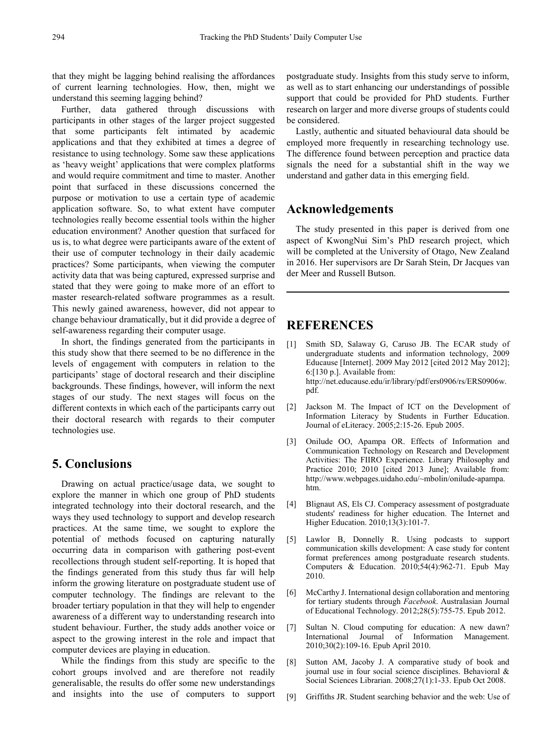that they might be lagging behind realising the affordances of current learning technologies. How, then, might we understand this seeming lagging behind?

Further, data gathered through discussions with participants in other stages of the larger project suggested that some participants felt intimated by academic applications and that they exhibited at times a degree of resistance to using technology. Some saw these applications as 'heavy weight' applications that were complex platforms and would require commitment and time to master. Another point that surfaced in these discussions concerned the purpose or motivation to use a certain type of academic application software. So, to what extent have computer technologies really become essential tools within the higher education environment? Another question that surfaced for us is, to what degree were participants aware of the extent of their use of computer technology in their daily academic practices? Some participants, when viewing the computer activity data that was being captured, expressed surprise and stated that they were going to make more of an effort to master research-related software programmes as a result. This newly gained awareness, however, did not appear to change behaviour dramatically, but it did provide a degree of self-awareness regarding their computer usage.

In short, the findings generated from the participants in this study show that there seemed to be no difference in the levels of engagement with computers in relation to the participants' stage of doctoral research and their discipline backgrounds. These findings, however, will inform the next stages of our study. The next stages will focus on the different contexts in which each of the participants carry out their doctoral research with regards to their computer technologies use.

## 5. Conclusions

Drawing on actual practice/usage data, we sought to explore the manner in which one group of PhD students integrated technology into their doctoral research, and the ways they used technology to support and develop research practices. At the same time, we sought to explore the potential of methods focused on capturing naturally occurring data in comparison with gathering post-event recollections through student self-reporting. It is hoped that the findings generated from this study thus far will help inform the growing literature on postgraduate student use of computer technology. The findings are relevant to the broader tertiary population in that they will help to engender awareness of a different way to understanding research into student behaviour. Further, the study adds another voice or aspect to the growing interest in the role and impact that computer devices are playing in education.

While the findings from this study are specific to the cohort groups involved and are therefore not readily generalisable, the results do offer some new understandings and insights into the use of computers to support postgraduate study. Insights from this study serve to inform, as well as to start enhancing our understandings of possible support that could be provided for PhD students. Further research on larger and more diverse groups of students could be considered.

Lastly, authentic and situated behavioural data should be employed more frequently in researching technology use. The difference found between perception and practice data signals the need for a substantial shift in the way we understand and gather data in this emerging field.

## Acknowledgements

The study presented in this paper is derived from one aspect of KwongNui Sim's PhD research project, which will be completed at the University of Otago, New Zealand in 2016. Her supervisors are Dr Sarah Stein, Dr Jacques van der Meer and Russell Butson.

## REFERENCES

[1] Smith SD, Salaway G, Caruso JB. The ECAR study of undergraduate students and information technology, 2009 Educause [Internet]. 2009 May 2012 [cited 2012 May 2012]; 6:[130 p.]. Available from: http://net.educause.edu/ir/library/pdf/ers0906/rs/ERS0906w.pdf.

[2] Jackson M. The Impact of ICT on the Development of Information Literacy by Students in Further Education. Journal of eLiteracy. 2005;2:15-26. Epub 2005.

[3] Onilude OO, Apampa OR. Effects of Information and Communication Technology on Research and Development Activities: The FIIRO Experience. Library Philosophy and Practice 2010; 2010 [cited 2013 June]; Available from: http://www.webpages.uidaho.edu/~mbolin/onilude-apampa.htm.

[4] Blignaut AS, Els CJ. Comperacy assessment of postgraduate students' readiness for higher education. The Internet and Higher Education. 2010;13(3):101-7.

[5] Lawlor B, Donnelly R. Using podcasts to support communication skills development: A case study for content format preferences among postgraduate research students. Computers & Education. 2010;54(4):962-71. Epub May 2010.

[6] McCarthy J. International design collaboration and mentoring for tertiary students through *Facebook*. Australasian Journal of Educational Technology. 2012;28(5):755-75. Epub 2012.

[7] Sultan N. Cloud computing for education: A new dawn? International Journal of Information Management. 2010;30(2):109-16. Epub April 2010.

[8] Sutton AM, Jacoby J. A comparative study of book and journal use in four social science disciplines. Behavioral & Social Sciences Librarian. 2008;27(1):1-33. Epub Oct 2008.

[9] Griffiths JR. Student searching behavior and the web: Use of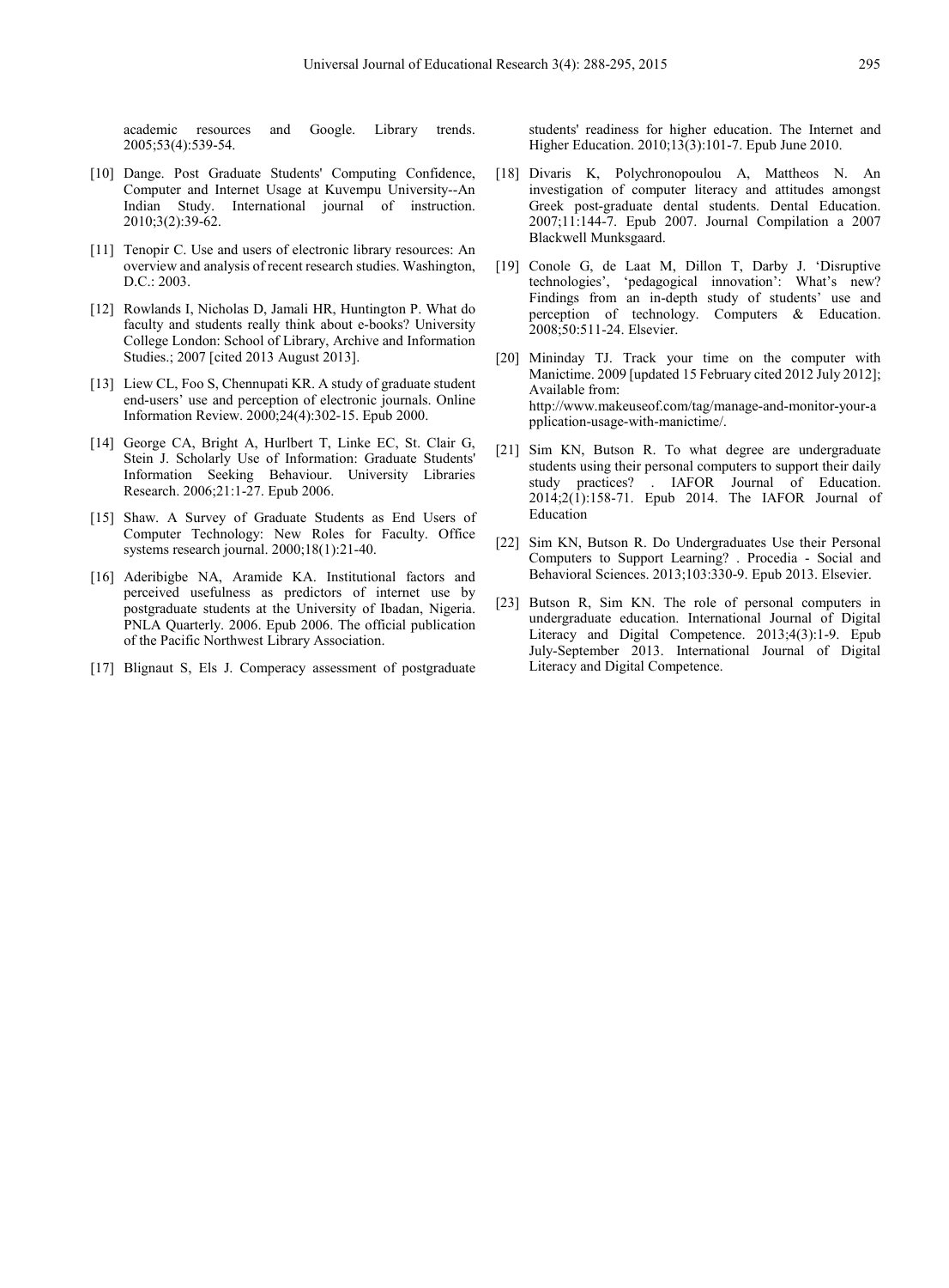academic resources and Google. Library trends. 2005;53(4):539-54.

[10] Dange. Post Graduate Students' Computing Confidence, Computer and Internet Usage at Kuvempu University--An Indian Study. International journal of instruction. 2010;3(2):39-62.

[11] Tenopir C. Use and users of electronic library resources: An overview and analysis of recent research studies. Washington, D.C.: 2003.

[12] Rowlands I, Nicholas D, Jamali HR, Huntington P. What do faculty and students really think about e-books? University College London: School of Library, Archive and Information Studies.; 2007 [cited 2013 August 2013].

[13] Liew CL, Foo S, Chennupati KR. A study of graduate student end-users' use and perception of electronic journals. Online Information Review. 2000;24(4):302-15. Epub 2000.

[14] George CA, Bright A, Hurlbert T, Linke EC, St. Clair G, Stein J. Scholarly Use of Information: Graduate Students' Information Seeking Behaviour. University Libraries Research. 2006;21:1-27. Epub 2006.

[15] Shaw. A Survey of Graduate Students as End Users of Computer Technology: New Roles for Faculty. Office systems research journal. 2000;18(1):21-40.

[16] Aderibigbe NA, Aramide KA. Institutional factors and perceived usefulness as predictors of internet use by postgraduate students at the University of Ibadan, Nigeria. PNLA Quarterly. 2006. Epub 2006. The official publication of the Pacific Northwest Library Association.

[17] Blignaut S, Els J. Comperacy assessment of postgraduate students' readiness for higher education. The Internet and Higher Education. 2010;13(3):101-7. Epub June 2010.

[18] Divaris K, Polychronopoulou A, Mattheos N. An investigation of computer literacy and attitudes amongst Greek post-graduate dental students. Dental Education. 2007;11:144-7. Epub 2007. Journal Compilation a 2007 Blackwell Munksgaard.

[19] Conole G, de Laat M, Dillon T, Darby J. 'Disruptive technologies', 'pedagogical innovation': What's new? Findings from an in-depth study of students' use and perception of technology. Computers & Education. 2008;50:511-24. Elsevier.

[20] Mininday TJ. Track your time on the computer with Manictime. 2009 [updated 15 February cited 2012 July 2012]; Available from: http://www.makeuseof.com/tag/manage-and-monitor-your-application-usage-with-manictime/.

[21] Sim KN, Butson R. To what degree are undergraduate students using their personal computers to support their daily study practices? . IAFOR Journal of Education. 2014;2(1):158-71. Epub 2014. The IAFOR Journal of Education

[22] Sim KN, Butson R. Do Undergraduates Use their Personal Computers to Support Learning? . Procedia - Social and Behavioral Sciences. 2013;103:330-9. Epub 2013. Elsevier.

[23] Butson R, Sim KN. The role of personal computers in undergraduate education. International Journal of Digital Literacy and Digital Competence. 2013;4(3):1-9. Epub July-September 2013. International Journal of Digital Literacy and Digital Competence.